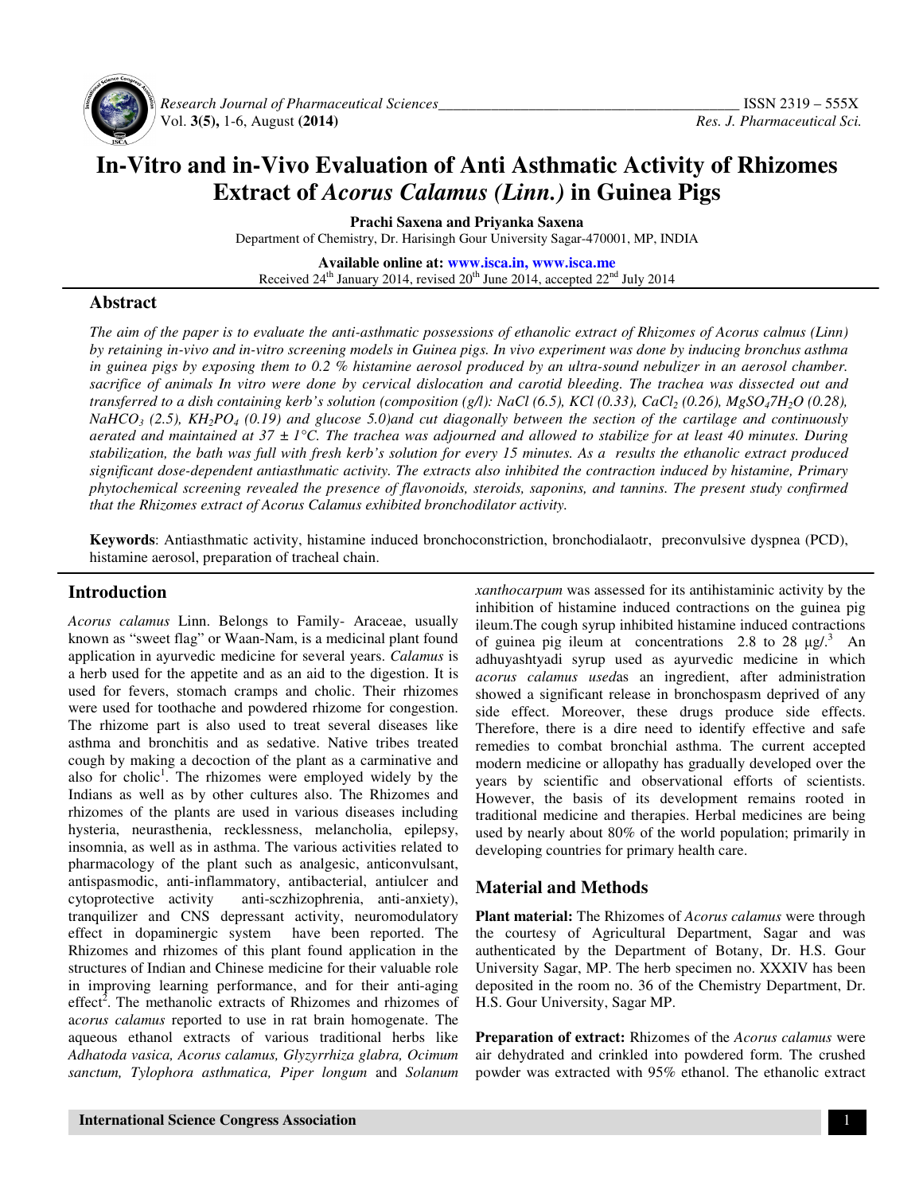# In-Vitro and in-Vivo Evaluation of Anti Asthmatic Activity of Rhizomes Extract of *Acorus Calamus (Linn.)* in Guinea Pigs

**Prachi Saxena and Priyanka Saxena**

Department of Chemistry, Dr. Harisingh Gour University Sagar-470001, MP, INDIA

**Available online at: www.isca.in, www.isca.me**

Received 24th January 2014, revised 20th June 2014, accepted 22nd July 2014

## Abstract

*The aim of the paper is to evaluate the anti-asthmatic possessions of ethanolic extract of Rhizomes of Acorus calmus (Linn) by retaining in-vivo and in-vitro screening models in Guinea pigs. In vivo experiment was done by inducing bronchus asthma in guinea pigs by exposing them to 0.2 % histamine aerosol produced by an ultra-sound nebulizer in an aerosol chamber. sacrifice of animals In vitro were done by cervical dislocation and carotid bleeding. The trachea was dissected out and transferred to a dish containing kerb's solution (composition (g/l): NaCl (6.5), KCl (0.33), $CaCl_2$ (0.26), $MgSO_47H_2O$ (0.28), $NaHCO_3$ (2.5), $KH_2PO_4$ (0.19) and glucose 5.0)and cut diagonally between the section of the cartilage and continuously aerated and maintained at 37 ± 1°C. The trachea was adjourned and allowed to stabilize for at least 40 minutes. During stabilization, the bath was full with fresh kerb's solution for every 15 minutes. As a results the ethanolic extract produced significant dose-dependent antiasthmatic activity. The extracts also inhibited the contraction induced by histamine, Primary phytochemical screening revealed the presence of flavonoids, steroids, saponins, and tannins. The present study confirmed that the Rhizomes extract of Acorus Calamus exhibited bronchodilator activity.*

**Keywords**: Antiasthmatic activity, histamine induced bronchoconstriction, bronchodialaotr, preconvulsive dyspnea (PCD), histamine aerosol, preparation of tracheal chain.

## Introduction

*Acorus calamus* Linn. Belongs to Family- Araceae, usually known as "sweet flag" or Waan-Nam, is a medicinal plant found application in ayurvedic medicine for several years. *Calamus* is a herb used for the appetite and as an aid to the digestion. It is used for fevers, stomach cramps and cholic. Their rhizomes were used for toothache and powdered rhizome for congestion. The rhizome part is also used to treat several diseases like asthma and bronchitis and as sedative. Native tribes treated cough by making a decoction of the plant as a carminative and also for cholic[1]. The rhizomes were employed widely by the Indians as well as by other cultures also. The Rhizomes and rhizomes of the plants are used in various diseases including hysteria, neurasthenia, recklessness, melancholia, epilepsy, insomnia, as well as in asthma. The various activities related to pharmacology of the plant such as analgesic, anticonvulsant, antispasmodic, anti-inflammatory, antibacterial, antiulcer and cytoprotective activity anti-sczhizophrenia, anti-anxiety), tranquilizer and CNS depressant activity, neuromodulatory effect in dopaminergic system have been reported. The Rhizomes and rhizomes of this plant found application in the structures of Indian and Chinese medicine for their valuable role in improving learning performance, and for their anti-aging effect[2]. The methanolic extracts of Rhizomes and rhizomes of a*corus calamus* reported to use in rat brain homogenate. The aqueous ethanol extracts of various traditional herbs like *Adhatoda vasica, Acorus calamus, Glyzyrrhiza glabra, Ocimum sanctum, Tylophora asthmatica, Piper longum* and *Solanum xanthocarpum* was assessed for its antihistaminic activity by the inhibition of histamine induced contractions on the guinea pig ileum.The cough syrup inhibited histamine induced contractions of guinea pig ileum at concentrations 2.8 to 28 μg/.[3] An adhuyashtyadi syrup used as ayurvedic medicine in which *acorus calamus used*as an ingredient, after administration showed a significant release in bronchospasm deprived of any side effect. Moreover, these drugs produce side effects. Therefore, there is a dire need to identify effective and safe remedies to combat bronchial asthma. The current accepted modern medicine or allopathy has gradually developed over the years by scientific and observational efforts of scientists. However, the basis of its development remains rooted in traditional medicine and therapies. Herbal medicines are being used by nearly about 80% of the world population; primarily in developing countries for primary health care.

## Material and Methods

**Plant material:** The Rhizomes of *Acorus calamus* were through the courtesy of Agricultural Department, Sagar and was authenticated by the Department of Botany, Dr. H.S. Gour University Sagar, MP. The herb specimen no. XXXIV has been deposited in the room no. 36 of the Chemistry Department, Dr. H.S. Gour University, Sagar MP.

**Preparation of extract:** Rhizomes of the *Acorus calamus* were air dehydrated and crinkled into powdered form. The crushed powder was extracted with 95% ethanol. The ethanolic extract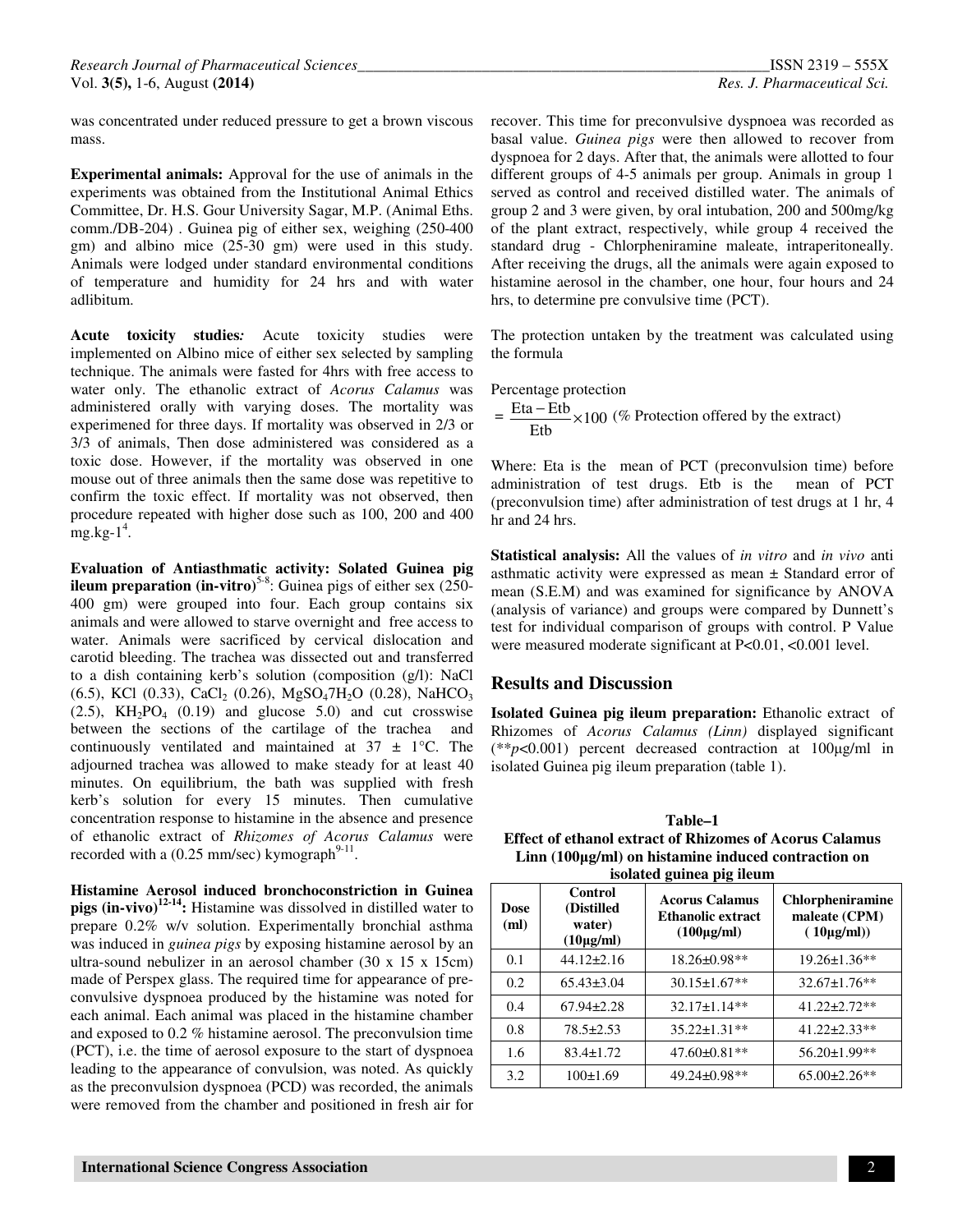was concentrated under reduced pressure to get a brown viscous mass.

**Experimental animals:** Approval for the use of animals in the experiments was obtained from the Institutional Animal Ethics Committee, Dr. H.S. Gour University Sagar, M.P. (Animal Eths. comm./DB-204) . Guinea pig of either sex, weighing (250-400 gm) and albino mice (25-30 gm) were used in this study. Animals were lodged under standard environmental conditions of temperature and humidity for 24 hrs and with water adlibitum.

***Acute toxicity studies*:** Acute toxicity studies were implemented on Albino mice of either sex selected by sampling technique. The animals were fasted for 4hrs with free access to water only. The ethanolic extract of *Acorus Calamus* was administered orally with varying doses. The mortality was experimened for three days. If mortality was observed in 2/3 or 3/3 of animals, Then dose administered was considered as a toxic dose. However, if the mortality was observed in one mouse out of three animals then the same dose was repetitive to confirm the toxic effect. If mortality was not observed, then procedure repeated with higher dose such as 100, 200 and 400 mg.kg-1[4].

**Evaluation of Antiasthmatic activity: Solated Guinea pig ileum preparation (in-vitro)[5-8]:** Guinea pigs of either sex (250-400 gm) were grouped into four. Each group contains six animals and were allowed to starve overnight and free access to water. Animals were sacrificed by cervical dislocation and carotid bleeding. The trachea was dissected out and transferred to a dish containing kerb's solution (composition (g/l): NaCl (6.5), KCl (0.33), $CaCl_2$ (0.26), $MgSO_4 7H_2O$ (0.28), $NaHCO_3$ (2.5), $KH_2PO_4$ (0.19) and glucose 5.0) and cut crosswise between the sections of the cartilage of the trachea and continuously ventilated and maintained at 37 ± 1°C. The adjourned trachea was allowed to make steady for at least 40 minutes. On equilibrium, the bath was supplied with fresh kerb's solution for every 15 minutes. Then cumulative concentration response to histamine in the absence and presence of ethanolic extract of *Rhizomes of Acorus Calamus* were recorded with a (0.25 mm/sec) kymograph[9-11].

**Histamine Aerosol induced bronchoconstriction in Guinea pigs (in-vivo)[12-14]:** Histamine was dissolved in distilled water to prepare 0.2% w/v solution. Experimentally bronchial asthma was induced in *guinea pigs* by exposing histamine aerosol by an ultra-sound nebulizer in an aerosol chamber (30 x 15 x 15cm) made of Perspex glass. The required time for appearance of pre-convulsive dyspnoea produced by the histamine was noted for each animal. Each animal was placed in the histamine chamber and exposed to 0.2 % histamine aerosol. The preconvulsion time (PCT), i.e. the time of aerosol exposure to the start of dyspnoea leading to the appearance of convulsion, was noted. As quickly as the preconvulsion dyspnoea (PCD) was recorded, the animals were removed from the chamber and positioned in fresh air for recover. This time for preconvulsive dyspnoea was recorded as basal value. *Guinea pigs* were then allowed to recover from dyspnoea for 2 days. After that, the animals were allotted to four different groups of 4-5 animals per group. Animals in group 1 served as control and received distilled water. The animals of group 2 and 3 were given, by oral intubation, 200 and 500mg/kg of the plant extract, respectively, while group 4 received the standard drug - Chlorpheniramine maleate, intraperitoneally. After receiving the drugs, all the animals were again exposed to histamine aerosol in the chamber, one hour, four hours and 24 hrs, to determine pre convulsive time (PCT).

The protection untaken by the treatment was calculated using the formula

Percentage protection

$$= \frac{\text{Eta} - \text{Etb}}{\text{Etb}} \times 100 \text{ (\% Protection offered by the extract)}$$

Where: Eta is the mean of PCT (preconvulsion time) before administration of test drugs. Etb is the mean of PCT (preconvulsion time) after administration of test drugs at 1 hr, 4 hr and 24 hrs.

**Statistical analysis:** All the values of *in vitro* and *in vivo* anti asthmatic activity were expressed as mean ± Standard error of mean (S.E.M) and was examined for significance by ANOVA (analysis of variance) and groups were compared by Dunnett's test for individual comparison of groups with control. P Value were measured moderate significant at P<0.01, <0.001 level.

## Results and Discussion

**Isolated Guinea pig ileum preparation:** Ethanolic extract of Rhizomes of *Acorus Calamus (Linn)* displayed significant (\*\*$p$<0.001) percent decreased contraction at 100μg/ml in isolated Guinea pig ileum preparation (table 1).

**Table–1**
**Effect of ethanol extract of Rhizomes of Acorus Calamus Linn (100μg/ml) on histamine induced contraction on isolated guinea pig ileum**

| Dose (ml) | Control (Distilled water) (10μg/ml) | Acorus Calamus Ethanolic extract (100μg/ml) | Chlorpheniramine maleate (CPM) (10μg/ml)) |
|---|---|---|---|
| 0.1 | 44.12±2.16 | 18.26±0.98** | 19.26±1.36** |
| 0.2 | 65.43±3.04 | 30.15±1.67** | 32.67±1.76** |
| 0.4 | 67.94±2.28 | 32.17±1.14** | 41.22±2.72** |
| 0.8 | 78.5±2.53 | 35.22±1.31** | 41.22±2.33** |
| 1.6 | 83.4±1.72 | 47.60±0.81** | 56.20±1.99** |
| 3.2 | 100±1.69 | 49.24±0.98** | 65.00±2.26** |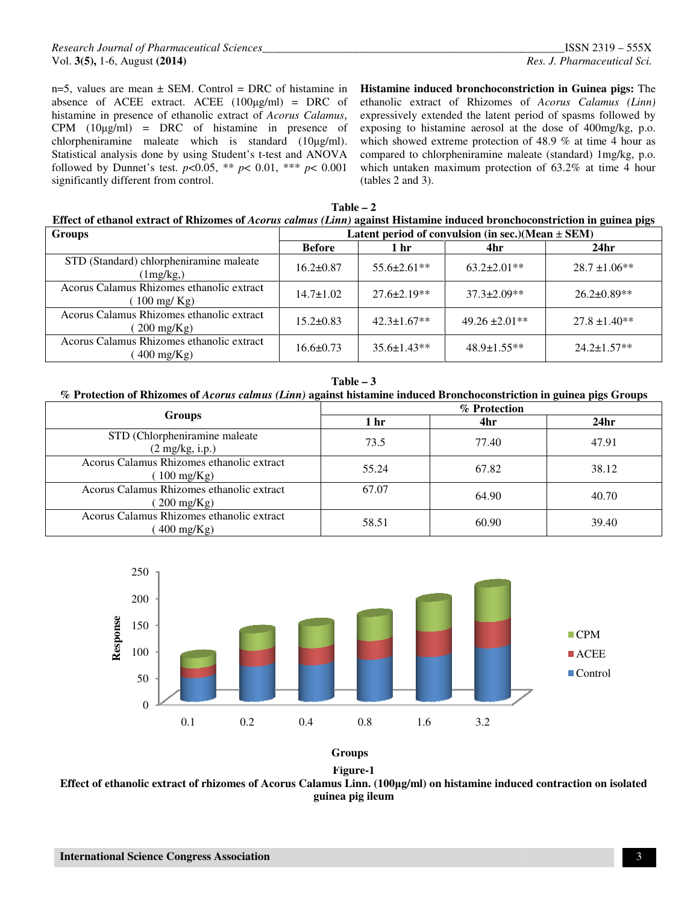n=5, values are mean ± SEM. Control = DRC of histamine in absence of ACEE extract. ACEE (100µg/ml) = DRC of histamine in presence of ethanolic extract of *Acorus Calamus,* CPM (10µg/ml) = DRC of histamine in presence of chlorpheniramine maleate which is standard (10µg/ml). Statistical analysis done by using Student's t-test and ANOVA followed by Dunnet's test. $p$<0.05, ** $p$< 0.01, *** $p$< 0.001 significantly different from control.

**Histamine induced bronchoconstriction in Guinea pigs:** The ethanolic extract of Rhizomes of *Acorus Calamus (Linn)* expressively extended the latent period of spasms followed by exposing to histamine aerosol at the dose of 400mg/kg, p.o. which showed extreme protection of 48.9 % at time 4 hour as compared to chlorpheniramine maleate (standard) 1mg/kg, p.o. which untaken maximum protection of 63.2% at time 4 hour (tables 2 and 3).

**Table – 2**
**Effect of ethanol extract of Rhizomes of *Acorus calmus (Linn)* against Histamine induced bronchoconstriction in guinea pigs**

| Groups | Latent period of convulsion (in sec.)(Mean ± SEM) | | | |
|---|---|---|---|---|
| | Before | 1 hr | 4hr | 24hr |
| STD (Standard) chlorpheniramine maleate (1mg/kg,) | 16.2±0.87 | 55.6±2.61** | 63.2±2.01** | 28.7 ±1.06** |
| Acorus Calamus Rhizomes ethanolic extract ( 100 mg/ Kg) | 14.7±1.02 | 27.6±2.19** | 37.3±2.09** | 26.2±0.89** |
| Acorus Calamus Rhizomes ethanolic extract ( 200 mg/Kg) | 15.2±0.83 | 42.3±1.67** | 49.26 ±2.01** | 27.8 ±1.40** |
| Acorus Calamus Rhizomes ethanolic extract ( 400 mg/Kg) | 16.6±0.73 | 35.6±1.43** | 48.9±1.55** | 24.2±1.57** |

**Table – 3**
**% Protection of Rhizomes of *Acorus calmus (Linn)* against histamine induced Bronchoconstriction in guinea pigs Groups**

| Groups | % Protection | | |
|---|---|---|---|
| | 1 hr | 4hr | 24hr |
| STD (Chlorpheniramine maleate (2 mg/kg, i.p.) | 73.5 | 77.40 | 47.91 |
| Acorus Calamus Rhizomes ethanolic extract ( 100 mg/Kg) | 55.24 | 67.82 | 38.12 |
| Acorus Calamus Rhizomes ethanolic extract ( 200 mg/Kg) | 67.07 | 64.90 | 40.70 |
| Acorus Calamus Rhizomes ethanolic extract ( 400 mg/Kg) | 58.51 | 60.90 | 39.40 |

**Figure-1**
**Effect of ethanolic extract of rhizomes of Acorus Calamus Linn. (100µg/ml) on histamine induced contraction on isolated guinea pig ileum**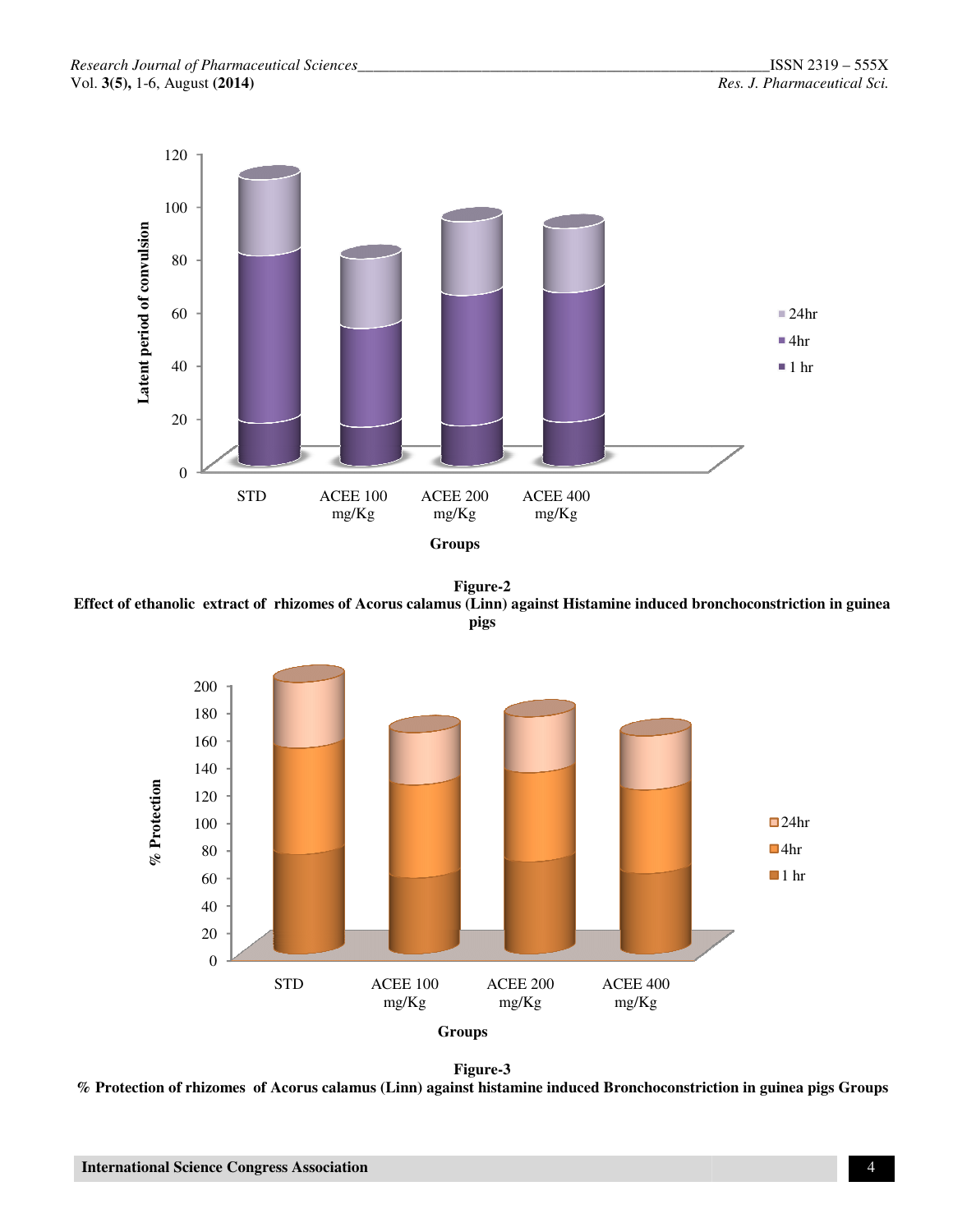Figure-2
Effect of ethanolic extract of rhizomes of Acorus calamus (Linn) against Histamine induced bronchoconstriction in guinea pigs

Figure-3
% Protection of rhizomes of Acorus calamus (Linn) against histamine induced Bronchoconstriction in guinea pigs Groups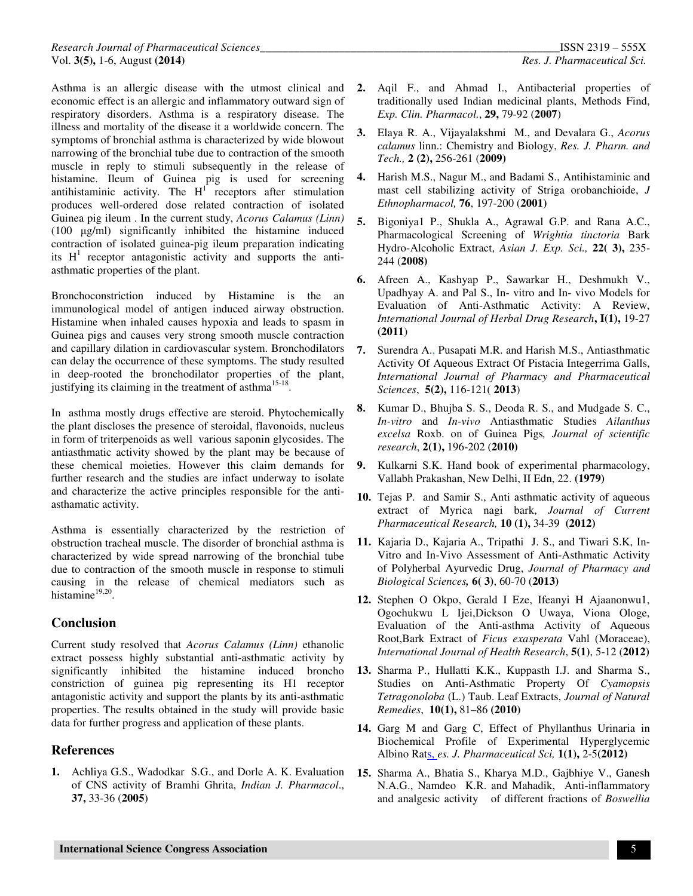Asthma is an allergic disease with the utmost clinical and economic effect is an allergic and inflammatory outward sign of respiratory disorders. Asthma is a respiratory disease. The illness and mortality of the disease it a worldwide concern. The symptoms of bronchial asthma is characterized by wide blowout narrowing of the bronchial tube due to contraction of the smooth muscle in reply to stimuli subsequently in the release of histamine. Ileum of Guinea pig is used for screening antihistaminic activity. The $H^1$ receptors after stimulation produces well-ordered dose related contraction of isolated Guinea pig ileum . In the current study, *Acorus Calamus (Linn)* (100 µg/ml) significantly inhibited the histamine induced contraction of isolated guinea-pig ileum preparation indicating its $H^1$ receptor antagonistic activity and supports the anti-asthmatic properties of the plant.

Bronchoconstriction induced by Histamine is the an immunological model of antigen induced airway obstruction. Histamine when inhaled causes hypoxia and leads to spasm in Guinea pigs and causes very strong smooth muscle contraction and capillary dilation in cardiovascular system. Bronchodilators can delay the occurrence of these symptoms. The study resulted in deep-rooted the bronchodilator properties of the plant, justifying its claiming in the treatment of asthma[15-18].

In asthma mostly drugs effective are steroid. Phytochemically the plant discloses the presence of steroidal, flavonoids, nucleus in form of triterpenoids as well various saponin glycosides. The antiasthmatic activity showed by the plant may be because of these chemical moieties. However this claim demands for further research and the studies are infact underway to isolate and characterize the active principles responsible for the anti-asthamatic activity.

Asthma is essentially characterized by the restriction of obstruction tracheal muscle. The disorder of bronchial asthma is characterized by wide spread narrowing of the bronchial tube due to contraction of the smooth muscle in response to stimuli causing in the release of chemical mediators such as histamine[19,20].

## Conclusion

Current study resolved that *Acorus Calamus (Linn)* ethanolic extract possess highly substantial anti-asthmatic activity by significantly inhibited the histamine induced broncho constriction of guinea pig representing its H1 receptor antagonistic activity and support the plants by its anti-asthmatic properties. The results obtained in the study will provide basic data for further progress and application of these plants.

## References

1. Achliya G.S., Wadodkar S.G., and Dorle A. K. Evaluation of CNS activity of Bramhi Ghrita, *Indian J. Pharmacol*., **37,** 33-36 (**2005**)
2. Aqil F., and Ahmad I., Antibacterial properties of traditionally used Indian medicinal plants, Methods Find, *Exp. Clin. Pharmacol.*, **29,** 79-92 (**2007**)
3. Elaya R. A., Vijayalakshmi M., and Devalara G., *Acorus calamus* linn.: Chemistry and Biology, *Res. J. Pharm. and Tech.,* **2 (2),** 256-261 (**2009)**
4. Harish M.S., Nagur M., and Badami S., Antihistaminic and mast cell stabilizing activity of Striga orobanchioide, *J Ethnopharmacol,* **76**, 197-200 (**2001)**
5. Bigoniya1 P., Shukla A., Agrawal G.P. and Rana A.C., Pharmacological Screening of *Wrightia tinctoria* Bark Hydro-Alcoholic Extract, *Asian J. Exp. Sci.,* **22( 3),** 235-244 (**2008)**
6. Afreen A., Kashyap P., Sawarkar H., Deshmukh V., Upadhyay A. and Pal S., In- vitro and In- vivo Models for Evaluation of Anti-Asthmatic Activity: A Review, *International Journal of Herbal Drug Research***, I(1),** 19-27 **(2011**)
7. Surendra A., Pusapati M.R. and Harish M.S., Antiasthmatic Activity Of Aqueous Extract Of Pistacia Integerrima Galls, *International Journal of Pharmacy and Pharmaceutical Sciences*, **5(2),** 116-121( **2013**)
8. Kumar D., Bhujba S. S., Deoda R. S., and Mudgade S. C., *In-vitro* and *In-vivo* Antiasthmatic Studies *Ailanthus excelsa* Roxb. on of Guinea Pigs*, Journal of scientific research*, **2(1),** 196-202 (**2010)**
9. Kulkarni S.K. Hand book of experimental pharmacology, Vallabh Prakashan, New Delhi, II Edn, 22. **(1979)**
10. Tejas P. and Samir S., Anti asthmatic activity of aqueous extract of Myrica nagi bark, *Journal of Current Pharmaceutical Research,* **10 (1),** 34-39 **(2012)**
11. Kajaria D., Kajaria A., Tripathi J. S., and Tiwari S.K, In-Vitro and In-Vivo Assessment of Anti-Asthmatic Activity of Polyherbal Ayurvedic Drug, *Journal of Pharmacy and Biological Sciences,* **6( 3)**, 60-70 (**2013)**
12. Stephen O Okpo, Gerald I Eze, Ifeanyi H Ajaanonwu1, Ogochukwu L Ijei,Dickson O Uwaya, Viona Ologe, Evaluation of the Anti-asthma Activity of Aqueous Root,Bark Extract of *Ficus exasperata* Vahl (Moraceae), *International Journal of Health Research*, **5(1)**, 5-12 (**2012)**
13. Sharma P., Hullatti K.K., Kuppasth I.J. and Sharma S., Studies on Anti-Asthmatic Property Of *Cyamopsis Tetragonoloba* (L.) Taub. Leaf Extracts, *Journal of Natural Remedies*, **10(1),** 81–86 **(2010)**
14. Garg M and Garg C, Effect of Phyllanthus Urinaria in Biochemical Profile of Experimental Hyperglycemic Albino Rats, *es. J. Pharmaceutical Sci,* **1(1),** 2-5(**2012)**
15. Sharma A., Bhatia S., Kharya M.D., Gajbhiye V., Ganesh N.A.G., Namdeo K.R. and Mahadik, Anti-inflammatory and analgesic activity of different fractions of *Boswellia*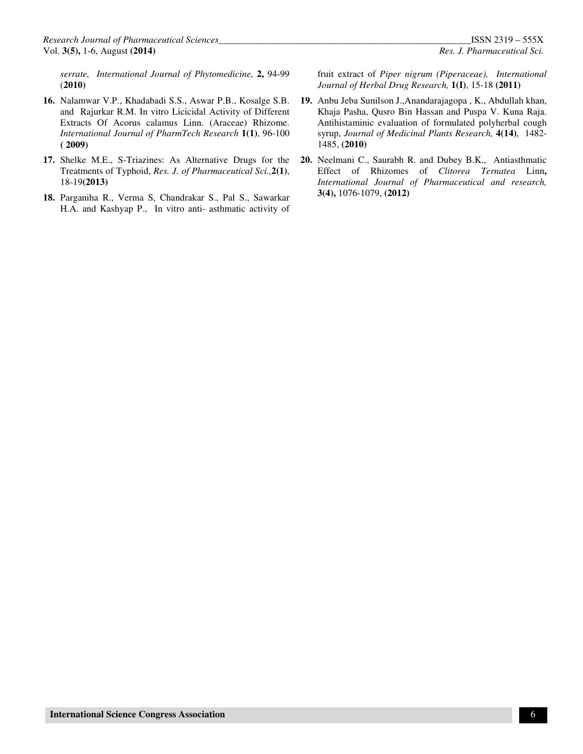*serrate, International Journal of Phytomedicine,* **2,** 94-99 (**2010**)

16. Nalamwar V.P., Khadabadi S.S., Aswar P.B., Kosalge S.B. and Rajurkar R.M. In vitro Licicidal Activity of Different Extracts Of Acorus calamus Linn. (Araceae) Rhizome. *International Journal of PharmTech Research* **1(1)**, 96-100 **( 2009)**

17. Shelke M.E., S-Triazines: As Alternative Drugs for the Treatments of Typhoid, *Res. J. of Pharmaceutical Sci.,* **2(1)**, 18-19**(2013)**

18. Parganiha R., Verma S, Chandrakar S., Pal S., Sawarkar H.A. and Kashyap P., In vitro anti- asthmatic activity of fruit extract of *Piper nigrum (Piperaceae), International Journal of Herbal Drug Research,* **1(I)**, 15-18 **(2011)**

19. Anbu Jeba Sunilson J.,Anandarajagopa , K., Abdullah khan, Khaja Pasha, Qusro Bin Hassan and Puspa V. Kuna Raja. Antihistaminic evaluation of formulated polyherbal cough syrup, *Journal of Medicinal Plants Research,* **4(14)**, 1482-1485, **(2010)**

20. Neelmani C., Saurabh R. and Dubey B.K., Antiasthmatic Effect of Rhizomes of *Clitorea Ternatea* Linn**,** *International Journal of Pharmaceutical and research,* **3(4),** 1076-1079, **(2012)**